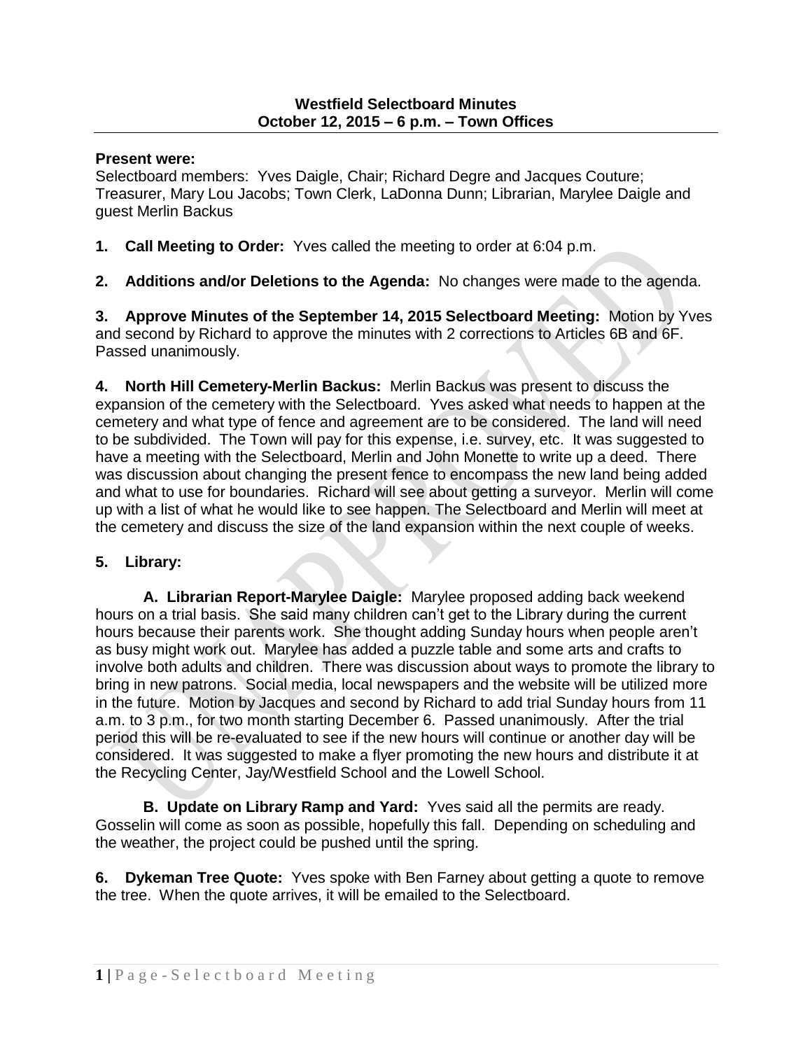**Westfield Selectboard Minutes**
**October 12, 2015 – 6 p.m. – Town Offices**

**Present were:**
Selectboard members: Yves Daigle, Chair; Richard Degre and Jacques Couture; Treasurer, Mary Lou Jacobs; Town Clerk, LaDonna Dunn; Librarian, Marylee Daigle and guest Merlin Backus

**1. Call Meeting to Order:** Yves called the meeting to order at 6:04 p.m.

**2. Additions and/or Deletions to the Agenda:** No changes were made to the agenda.

**3. Approve Minutes of the September 14, 2015 Selectboard Meeting:** Motion by Yves and second by Richard to approve the minutes with 2 corrections to Articles 6B and 6F. Passed unanimously.

**4. North Hill Cemetery-Merlin Backus:** Merlin Backus was present to discuss the expansion of the cemetery with the Selectboard. Yves asked what needs to happen at the cemetery and what type of fence and agreement are to be considered. The land will need to be subdivided. The Town will pay for this expense, i.e. survey, etc. It was suggested to have a meeting with the Selectboard, Merlin and John Monette to write up a deed. There was discussion about changing the present fence to encompass the new land being added and what to use for boundaries. Richard will see about getting a surveyor. Merlin will come up with a list of what he would like to see happen. The Selectboard and Merlin will meet at the cemetery and discuss the size of the land expansion within the next couple of weeks.

**5. Library:**

**A. Librarian Report-Marylee Daigle:** Marylee proposed adding back weekend hours on a trial basis. She said many children can't get to the Library during the current hours because their parents work. She thought adding Sunday hours when people aren't as busy might work out. Marylee has added a puzzle table and some arts and crafts to involve both adults and children. There was discussion about ways to promote the library to bring in new patrons. Social media, local newspapers and the website will be utilized more in the future. Motion by Jacques and second by Richard to add trial Sunday hours from 11 a.m. to 3 p.m., for two month starting December 6. Passed unanimously. After the trial period this will be re-evaluated to see if the new hours will continue or another day will be considered. It was suggested to make a flyer promoting the new hours and distribute it at the Recycling Center, Jay/Westfield School and the Lowell School.

**B. Update on Library Ramp and Yard:** Yves said all the permits are ready. Gosselin will come as soon as possible, hopefully this fall. Depending on scheduling and the weather, the project could be pushed until the spring.

**6. Dykeman Tree Quote:** Yves spoke with Ben Farney about getting a quote to remove the tree. When the quote arrives, it will be emailed to the Selectboard.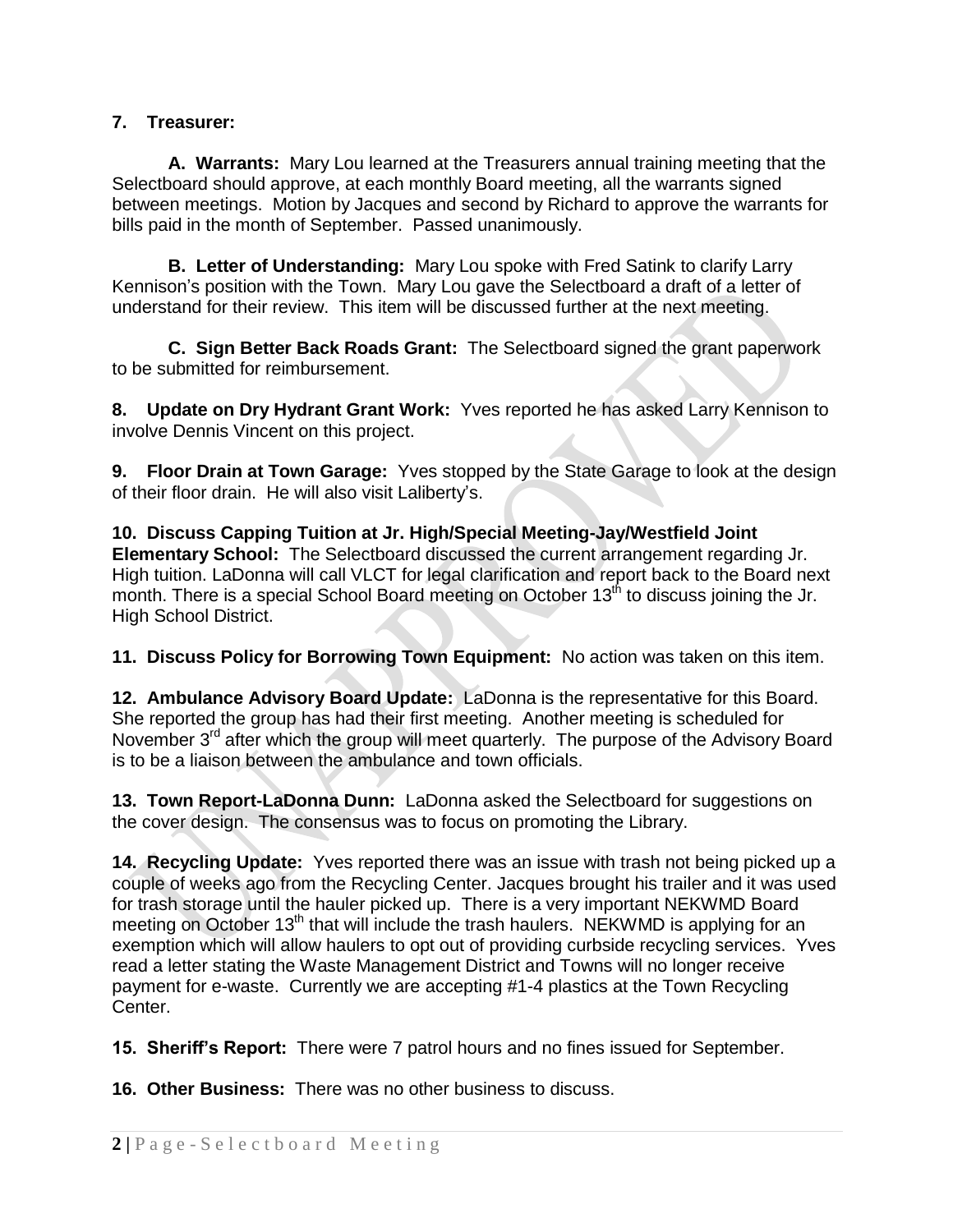**7. Treasurer:**

**A. Warrants:** Mary Lou learned at the Treasurers annual training meeting that the Selectboard should approve, at each monthly Board meeting, all the warrants signed between meetings. Motion by Jacques and second by Richard to approve the warrants for bills paid in the month of September. Passed unanimously.

**B. Letter of Understanding:** Mary Lou spoke with Fred Satink to clarify Larry Kennison's position with the Town. Mary Lou gave the Selectboard a draft of a letter of understand for their review. This item will be discussed further at the next meeting.

**C. Sign Better Back Roads Grant:** The Selectboard signed the grant paperwork to be submitted for reimbursement.

**8. Update on Dry Hydrant Grant Work:** Yves reported he has asked Larry Kennison to involve Dennis Vincent on this project.

**9. Floor Drain at Town Garage:** Yves stopped by the State Garage to look at the design of their floor drain. He will also visit Laliberty's.

**10. Discuss Capping Tuition at Jr. High/Special Meeting-Jay/Westfield Joint Elementary School:** The Selectboard discussed the current arrangement regarding Jr. High tuition. LaDonna will call VLCT for legal clarification and report back to the Board next month. There is a special School Board meeting on October 13th to discuss joining the Jr. High School District.

**11. Discuss Policy for Borrowing Town Equipment:** No action was taken on this item.

**12. Ambulance Advisory Board Update:** LaDonna is the representative for this Board. She reported the group has had their first meeting. Another meeting is scheduled for November 3rd after which the group will meet quarterly. The purpose of the Advisory Board is to be a liaison between the ambulance and town officials.

**13. Town Report-LaDonna Dunn:** LaDonna asked the Selectboard for suggestions on the cover design. The consensus was to focus on promoting the Library.

**14. Recycling Update:** Yves reported there was an issue with trash not being picked up a couple of weeks ago from the Recycling Center. Jacques brought his trailer and it was used for trash storage until the hauler picked up. There is a very important NEKWMD Board meeting on October 13th that will include the trash haulers. NEKWMD is applying for an exemption which will allow haulers to opt out of providing curbside recycling services. Yves read a letter stating the Waste Management District and Towns will no longer receive payment for e-waste. Currently we are accepting #1-4 plastics at the Town Recycling Center.

**15. Sheriff's Report:** There were 7 patrol hours and no fines issued for September.

**16. Other Business:** There was no other business to discuss.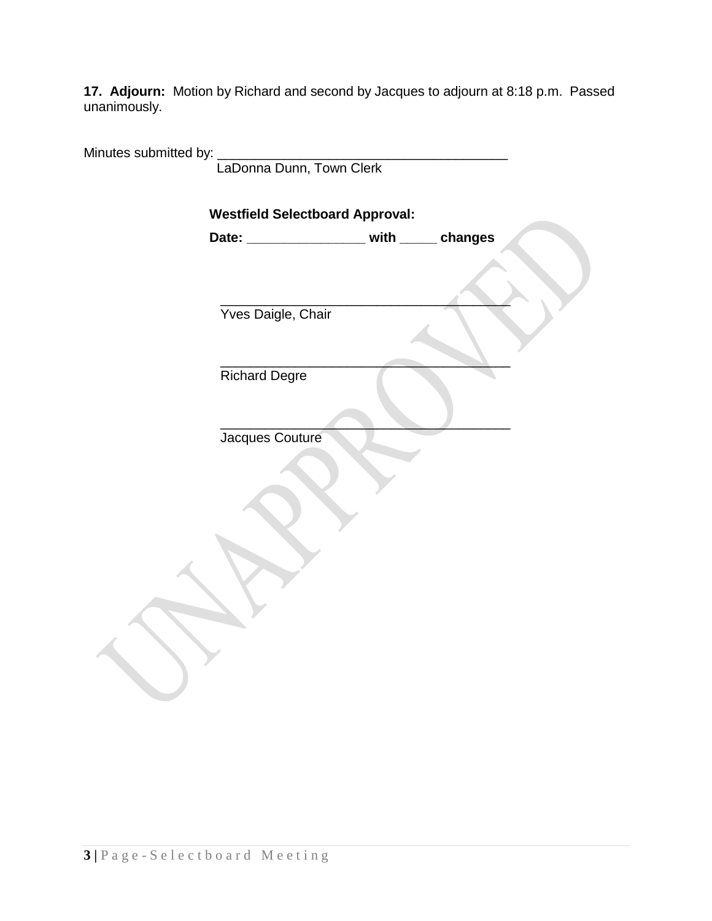**17. Adjourn:** Motion by Richard and second by Jacques to adjourn at 8:18 p.m. Passed unanimously.

Minutes submitted by: _________________________________________
LaDonna Dunn, Town Clerk

**Westfield Selectboard Approval:**

**Date: ________________ with _____ changes**

_________________________________________
Yves Daigle, Chair

_________________________________________
Richard Degre

_________________________________________
Jacques Couture

UNAPPROVED